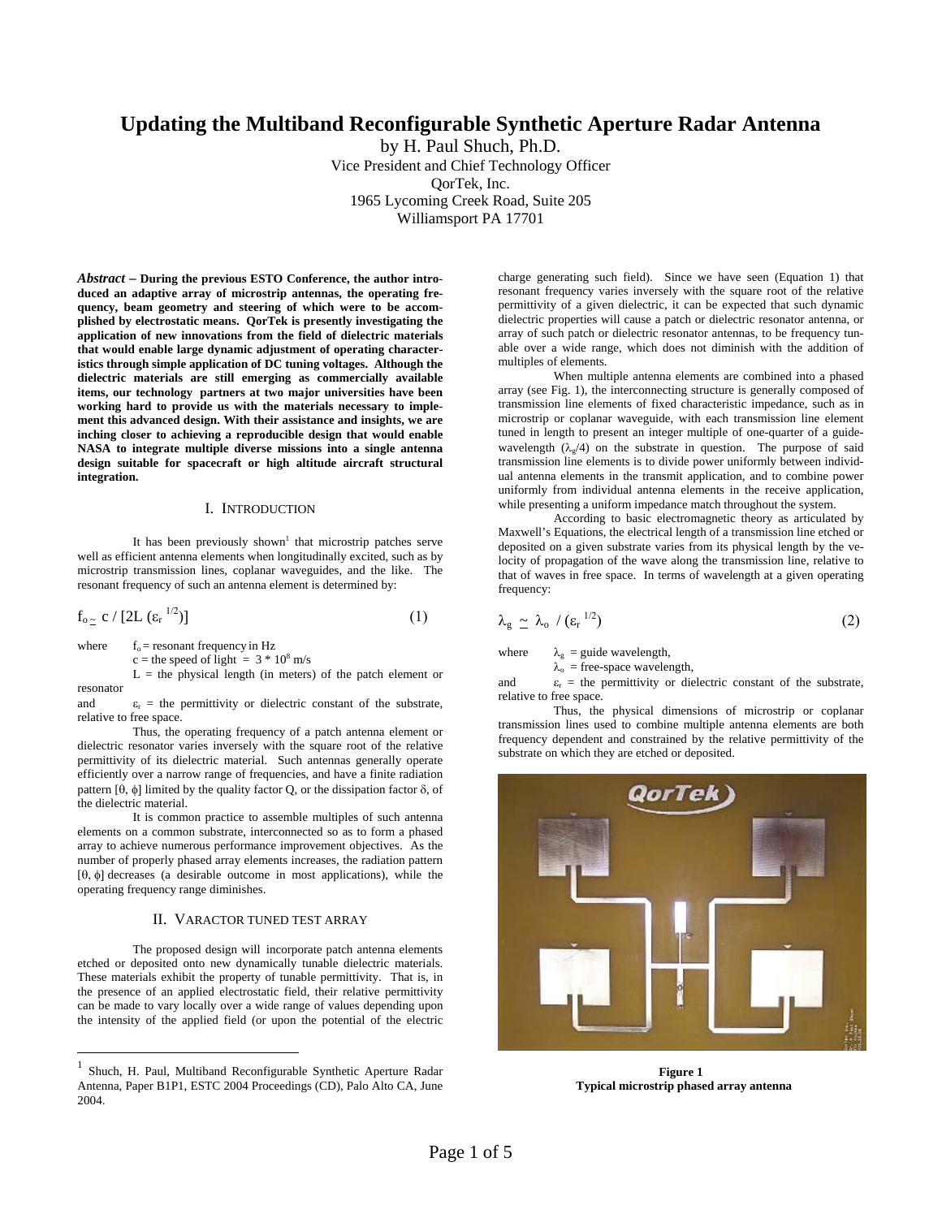# Updating the Multiband Reconfigurable Synthetic Aperture Radar Antenna

by H. Paul Shuch, Ph.D.
Vice President and Chief Technology Officer
QorTek, Inc.
1965 Lycoming Creek Road, Suite 205
Williamsport PA 17701

***Abstract* – During the previous ESTO Conference, the author introduced an adaptive array of microstrip antennas, the operating frequency, beam geometry and steering of which were to be accomplished by electrostatic means. QorTek is presently investigating the application of new innovations from the field of dielectric materials that would enable large dynamic adjustment of operating characteristics through simple application of DC tuning voltages. Although the dielectric materials are still emerging as commercially available items, our technology partners at two major universities have been working hard to provide us with the materials necessary to implement this advanced design. With their assistance and insights, we are inching closer to achieving a reproducible design that would enable NASA to integrate multiple diverse missions into a single antenna design suitable for spacecraft or high altitude aircraft structural integration.**

## I. Introduction

It has been previously shown[1] that microstrip patches serve well as efficient antenna elements when longitudinally excited, such as by microstrip transmission lines, coplanar waveguides, and the like. The resonant frequency of such an antenna element is determined by:

$$f_o \simeq c / [2L (\varepsilon_r^{1/2})] \qquad (1)$$

where $f_o$ = resonant frequency in Hz
$c$ = the speed of light = $3 * 10^8$ m/s
$L$ = the physical length (in meters) of the patch element or resonator
and $\varepsilon_r$ = the permittivity or dielectric constant of the substrate, relative to free space.

Thus, the operating frequency of a patch antenna element or dielectric resonator varies inversely with the square root of the relative permittivity of its dielectric material. Such antennas generally operate efficiently over a narrow range of frequencies, and have a finite radiation pattern [$\theta$, $\phi$] limited by the quality factor Q, or the dissipation factor $\delta$, of the dielectric material.

It is common practice to assemble multiples of such antenna elements on a common substrate, interconnected so as to form a phased array to achieve numerous performance improvement objectives. As the number of properly phased array elements increases, the radiation pattern [$\theta$, $\phi$] decreases (a desirable outcome in most applications), while the operating frequency range diminishes.

## II. Varactor Tuned Test Array

The proposed design will incorporate patch antenna elements etched or deposited onto new dynamically tunable dielectric materials. These materials exhibit the property of tunable permittivity. That is, in the presence of an applied electrostatic field, their relative permittivity can be made to vary locally over a wide range of values depending upon the intensity of the applied field (or upon the potential of the electric charge generating such field). Since we have seen (Equation 1) that resonant frequency varies inversely with the square root of the relative permittivity of a given dielectric, it can be expected that such dynamic dielectric properties will cause a patch or dielectric resonator antenna, or array of such patch or dielectric resonator antennas, to be frequency tunable over a wide range, which does not diminish with the addition of multiples of elements.

When multiple antenna elements are combined into a phased array (see Fig. 1), the interconnecting structure is generally composed of transmission line elements of fixed characteristic impedance, such as in microstrip or coplanar waveguide, with each transmission line element tuned in length to present an integer multiple of one-quarter of a guide-wavelength ($\lambda_g/4$) on the substrate in question. The purpose of said transmission line elements is to divide power uniformly between individual antenna elements in the transmit application, and to combine power uniformly from individual antenna elements in the receive application, while presenting a uniform impedance match throughout the system.

According to basic electromagnetic theory as articulated by Maxwell's Equations, the electrical length of a transmission line etched or deposited on a given substrate varies from its physical length by the velocity of propagation of the wave along the transmission line, relative to that of waves in free space. In terms of wavelength at a given operating frequency:

$$\lambda_g \simeq \lambda_o / (\varepsilon_r^{1/2}) \qquad (2)$$

where $\lambda_g$ = guide wavelength,
$\lambda_o$ = free-space wavelength,
and $\varepsilon_r$ = the permittivity or dielectric constant of the substrate, relative to free space.

Thus, the physical dimensions of microstrip or coplanar transmission lines used to combine multiple antenna elements are both frequency dependent and constrained by the relative permittivity of the substrate on which they are etched or deposited.

**Figure 1**
**Typical microstrip phased array antenna**

---

[1] Shuch, H. Paul, Multiband Reconfigurable Synthetic Aperture Radar Antenna, Paper B1P1, ESTC 2004 Proceedings (CD), Palo Alto CA, June 2004.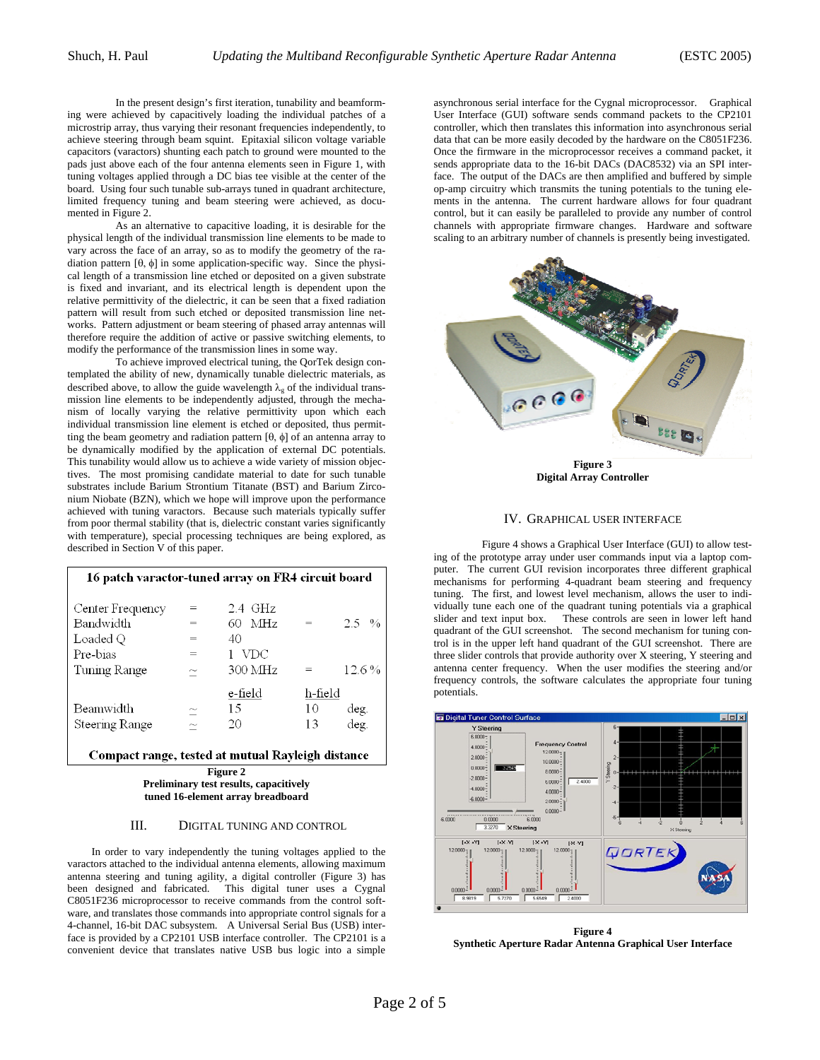In the present design's first iteration, tunability and beamforming were achieved by capacitively loading the individual patches of a microstrip array, thus varying their resonant frequencies independently, to achieve steering through beam squint. Epitaxial silicon voltage variable capacitors (varactors) shunting each patch to ground were mounted to the pads just above each of the four antenna elements seen in Figure 1, with tuning voltages applied through a DC bias tee visible at the center of the board. Using four such tunable sub-arrays tuned in quadrant architecture, limited frequency tuning and beam steering were achieved, as documented in Figure 2.

As an alternative to capacitive loading, it is desirable for the physical length of the individual transmission line elements to be made to vary across the face of an array, so as to modify the geometry of the radiation pattern [θ, ϕ] in some application-specific way. Since the physical length of a transmission line etched or deposited on a given substrate is fixed and invariant, and its electrical length is dependent upon the relative permittivity of the dielectric, it can be seen that a fixed radiation pattern will result from such etched or deposited transmission line networks. Pattern adjustment or beam steering of phased array antennas will therefore require the addition of active or passive switching elements, to modify the performance of the transmission lines in some way.

To achieve improved electrical tuning, the QorTek design contemplated the ability of new, dynamically tunable dielectric materials, as described above, to allow the guide wavelength $\lambda_g$ of the individual transmission line elements to be independently adjusted, through the mechanism of locally varying the relative permittivity upon which each individual transmission line element is etched or deposited, thus permitting the beam geometry and radiation pattern [θ, ϕ] of an antenna array to be dynamically modified by the application of external DC potentials. This tunability would allow us to achieve a wide variety of mission objectives. The most promising candidate material to date for such tunable substrates include Barium Strontium Titanate (BST) and Barium Zirconium Niobate (BZN), which we hope will improve upon the performance achieved with tuning varactors. Because such materials typically suffer from poor thermal stability (that is, dielectric constant varies significantly with temperature), special processing techniques are being explored, as described in Section V of this paper.

**16 patch varactor-tuned array on FR4 circuit board**

| | | | | |
|---|---|---|---|---|
| Center Frequency | = | 2.4 GHz | | |
| Bandwidth | = | 60 MHz | = | 2.5 % |
| Loaded Q | = | 40 | | |
| Pre-bias | = | 1 VDC | | |
| Tuning Range | ≃ | 300 MHz | = | 12.6 % |
| | | e-field | h-field | |
| Beamwidth | ≃ | 15 | 10 | deg. |
| Steering Range | ≃ | 20 | 13 | deg. |

**Compact range, tested at mutual Rayleigh distance**

**Figure 2**
**Preliminary test results, capacitively tuned 16-element array breadboard**

## III. Digital Tuning and Control

In order to vary independently the tuning voltages applied to the varactors attached to the individual antenna elements, allowing maximum antenna steering and tuning agility, a digital controller (Figure 3) has been designed and fabricated. This digital tuner uses a Cygnal C8051F236 microprocessor to receive commands from the control software, and translates those commands into appropriate control signals for a 4-channel, 16-bit DAC subsystem. A Universal Serial Bus (USB) interface is provided by a CP2101 USB interface controller. The CP2101 is a convenient device that translates native USB bus logic into a simple asynchronous serial interface for the Cygnal microprocessor. Graphical User Interface (GUI) software sends command packets to the CP2101 controller, which then translates this information into asynchronous serial data that can be more easily decoded by the hardware on the C8051F236. Once the firmware in the microprocessor receives a command packet, it sends appropriate data to the 16-bit DACs (DAC8532) via an SPI interface. The output of the DACs are then amplified and buffered by simple op-amp circuitry which transmits the tuning potentials to the tuning elements in the antenna. The current hardware allows for four quadrant control, but it can easily be paralleled to provide any number of control channels with appropriate firmware changes. Hardware and software scaling to an arbitrary number of channels is presently being investigated.

**Figure 3**
**Digital Array Controller**

## IV. Graphical User Interface

Figure 4 shows a Graphical User Interface (GUI) to allow testing of the prototype array under user commands input via a laptop computer. The current GUI revision incorporates three different graphical mechanisms for performing 4-quadrant beam steering and frequency tuning. The first, and lowest level mechanism, allows the user to individually tune each one of the quadrant tuning potentials via a graphical slider and text input box. These controls are seen in lower left hand quadrant of the GUI screenshot. The second mechanism for tuning control is in the upper left hand quadrant of the GUI screenshot. There are three slider controls that provide authority over X steering, Y steering and antenna center frequency. When the user modifies the steering and/or frequency controls, the software calculates the appropriate four tuning potentials.

**Figure 4**
**Synthetic Aperture Radar Antenna Graphical User Interface**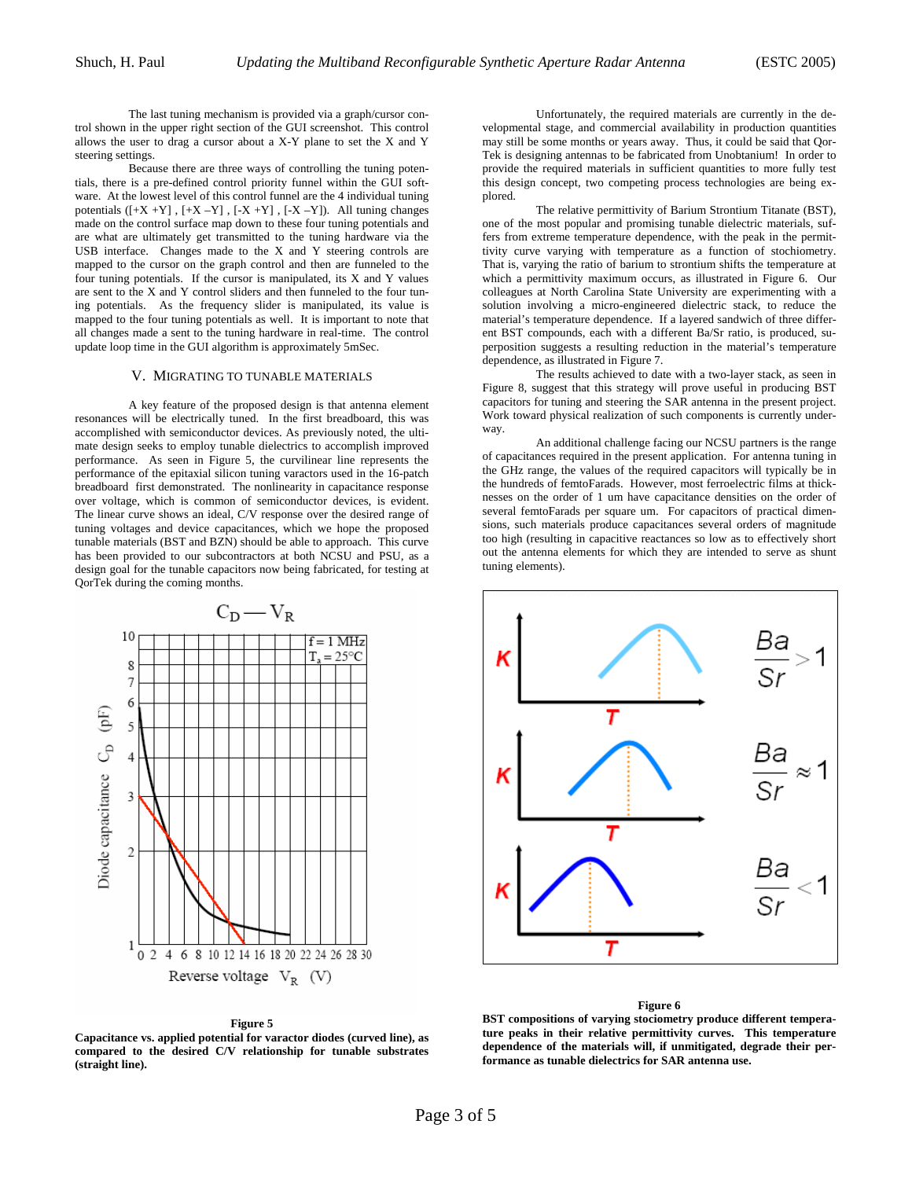The last tuning mechanism is provided via a graph/cursor control shown in the upper right section of the GUI screenshot. This control allows the user to drag a cursor about a X-Y plane to set the X and Y steering settings.

Because there are three ways of controlling the tuning potentials, there is a pre-defined control priority funnel within the GUI software. At the lowest level of this control funnel are the 4 individual tuning potentials ([+X +Y] , [+X –Y] , [-X +Y] , [-X –Y]). All tuning changes made on the control surface map down to these four tuning potentials and are what are ultimately get transmitted to the tuning hardware via the USB interface. Changes made to the X and Y steering controls are mapped to the cursor on the graph control and then are funneled to the four tuning potentials. If the cursor is manipulated, its X and Y values are sent to the X and Y control sliders and then funneled to the four tuning potentials. As the frequency slider is manipulated, its value is mapped to the four tuning potentials as well. It is important to note that all changes made a sent to the tuning hardware in real-time. The control update loop time in the GUI algorithm is approximately 5mSec.

## V. Migrating to Tunable Materials

A key feature of the proposed design is that antenna element resonances will be electrically tuned. In the first breadboard, this was accomplished with semiconductor devices. As previously noted, the ultimate design seeks to employ tunable dielectrics to accomplish improved performance. As seen in Figure 5, the curvilinear line represents the performance of the epitaxial silicon tuning varactors used in the 16-patch breadboard first demonstrated. The nonlinearity in capacitance response over voltage, which is common of semiconductor devices, is evident. The linear curve shows an ideal, C/V response over the desired range of tuning voltages and device capacitances, which we hope the proposed tunable materials (BST and BZN) should be able to approach. This curve has been provided to our subcontractors at both NCSU and PSU, as a design goal for the tunable capacitors now being fabricated, for testing at QorTek during the coming months.

**Figure 5**

**Capacitance vs. applied potential for varactor diodes (curved line), as compared to the desired C/V relationship for tunable substrates (straight line).**

Unfortunately, the required materials are currently in the developmental stage, and commercial availability in production quantities may still be some months or years away. Thus, it could be said that QorTek is designing antennas to be fabricated from Unobtanium! In order to provide the required materials in sufficient quantities to more fully test this design concept, two competing process technologies are being explored.

The relative permittivity of Barium Strontium Titanate (BST), one of the most popular and promising tunable dielectric materials, suffers from extreme temperature dependence, with the peak in the permittivity curve varying with temperature as a function of stochiometry. That is, varying the ratio of barium to strontium shifts the temperature at which a permittivity maximum occurs, as illustrated in Figure 6. Our colleagues at North Carolina State University are experimenting with a solution involving a micro-engineered dielectric stack, to reduce the material's temperature dependence. If a layered sandwich of three different BST compounds, each with a different Ba/Sr ratio, is produced, superposition suggests a resulting reduction in the material's temperature dependence, as illustrated in Figure 7.

The results achieved to date with a two-layer stack, as seen in Figure 8, suggest that this strategy will prove useful in producing BST capacitors for tuning and steering the SAR antenna in the present project. Work toward physical realization of such components is currently underway.

An additional challenge facing our NCSU partners is the range of capacitances required in the present application. For antenna tuning in the GHz range, the values of the required capacitors will typically be in the hundreds of femtoFarads. However, most ferroelectric films at thicknesses on the order of 1 um have capacitance densities on the order of several femtoFarads per square um. For capacitors of practical dimensions, such materials produce capacitances several orders of magnitude too high (resulting in capacitive reactances so low as to effectively short out the antenna elements for which they are intended to serve as shunt tuning elements).

**Figure 6**

**BST compositions of varying stociometry produce different temperature peaks in their relative permittivity curves. This temperature dependence of the materials will, if unmitigated, degrade their performance as tunable dielectrics for SAR antenna use.**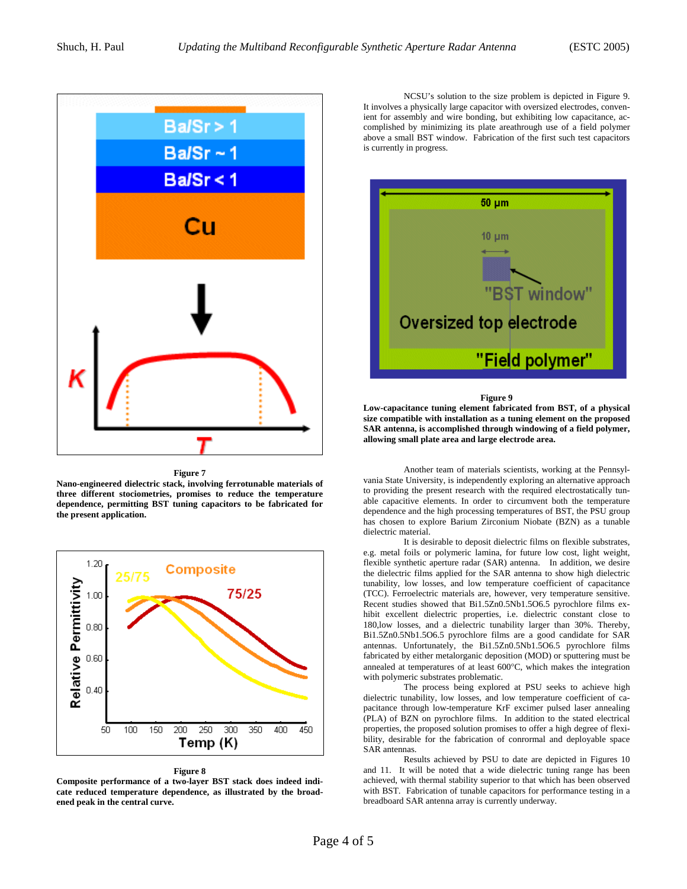**Figure 7**

**Nano-engineered dielectric stack, involving ferrotunable materials of three different stociometries, promises to reduce the temperature dependence, permitting BST tuning capacitors to be fabricated for the present application.**

**Figure 8**

**Composite performance of a two-layer BST stack does indeed indicate reduced temperature dependence, as illustrated by the broadened peak in the central curve.**

NCSU's solution to the size problem is depicted in Figure 9. It involves a physically large capacitor with oversized electrodes, convenient for assembly and wire bonding, but exhibiting low capacitance, accomplished by minimizing its plate areathrough use of a field polymer above a small BST window. Fabrication of the first such test capacitors is currently in progress.

**Figure 9**

**Low-capacitance tuning element fabricated from BST, of a physical size compatible with installation as a tuning element on the proposed SAR antenna, is accomplished through windowing of a field polymer, allowing small plate area and large electrode area.**

Another team of materials scientists, working at the Pennsylvania State University, is independently exploring an alternative approach to providing the present research with the required electrostatically tunable capacitive elements. In order to circumvent both the temperature dependence and the high processing temperatures of BST, the PSU group has chosen to explore Barium Zirconium Niobate (BZN) as a tunable dielectric material.

It is desirable to deposit dielectric films on flexible substrates, e.g. metal foils or polymeric lamina, for future low cost, light weight, flexible synthetic aperture radar (SAR) antenna. In addition, we desire the dielectric films applied for the SAR antenna to show high dielectric tunability, low losses, and low temperature coefficient of capacitance (TCC). Ferroelectric materials are, however, very temperature sensitive. Recent studies showed that $Bi_{1.5}Zn_{0.5}Nb_{1.5}O_{6.5}$ pyrochlore films exhibit excellent dielectric properties, i.e. dielectric constant close to 180,low losses, and a dielectric tunability larger than 30%. Thereby, $Bi_{1.5}Zn_{0.5}Nb_{1.5}O_{6.5}$ pyrochlore films are a good candidate for SAR antennas. Unfortunately, the $Bi_{1.5}Zn_{0.5}Nb_{1.5}O_{6.5}$ pyrochlore films fabricated by either metalorganic deposition (MOD) or sputtering must be annealed at temperatures of at least 600°C, which makes the integration with polymeric substrates problematic.

The process being explored at PSU seeks to achieve high dielectric tunability, low losses, and low temperature coefficient of capacitance through low-temperature KrF excimer pulsed laser annealing (PLA) of BZN on pyrochlore films. In addition to the stated electrical properties, the proposed solution promises to offer a high degree of flexibility, desirable for the fabrication of conrormal and deployable space SAR antennas.

Results achieved by PSU to date are depicted in Figures 10 and 11. It will be noted that a wide dielectric tuning range has been achieved, with thermal stability superior to that which has been observed with BST. Fabrication of tunable capacitors for performance testing in a breadboard SAR antenna array is currently underway.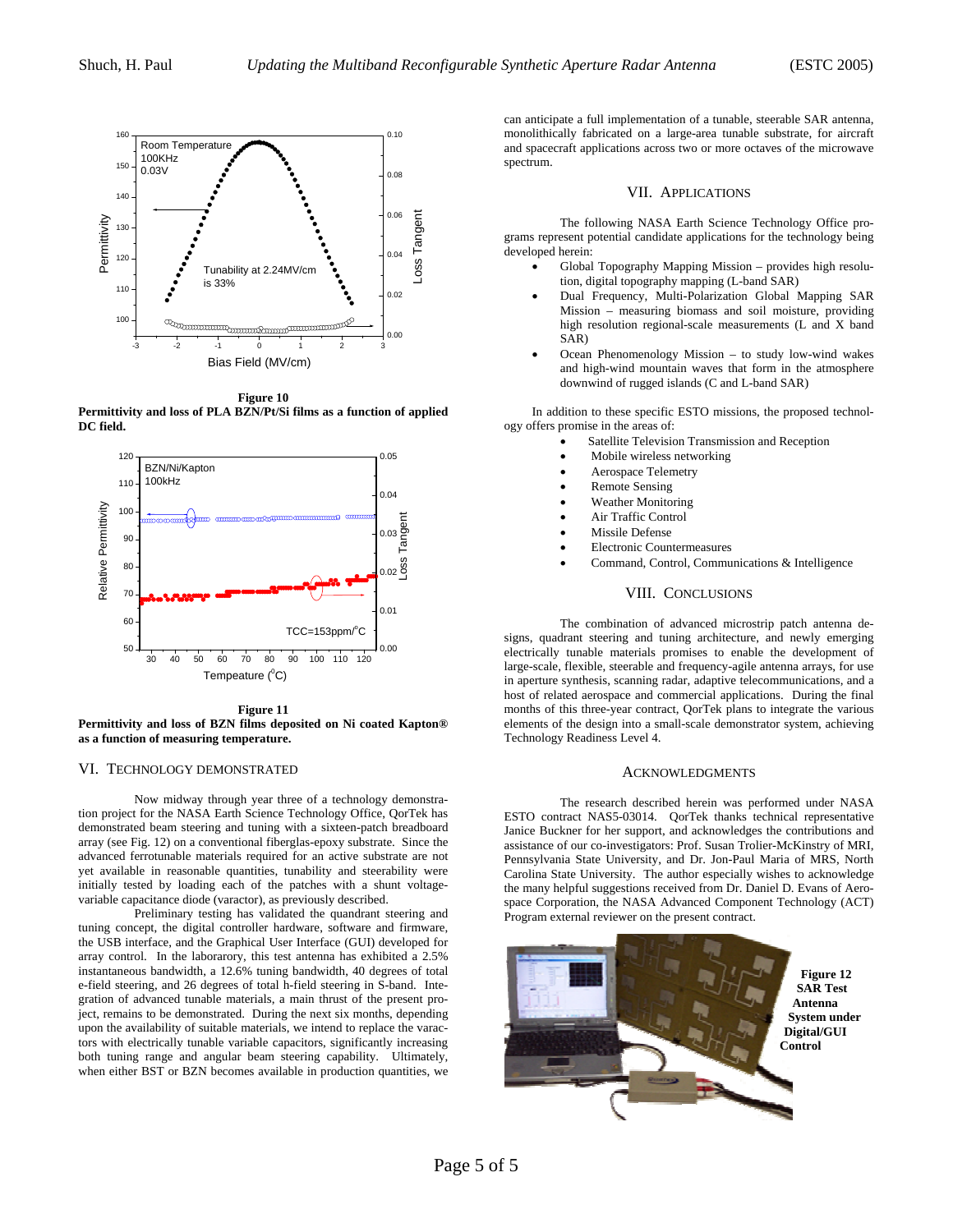Room Temperature
100KHz
0.03V

Tunability at 2.24MV/cm is 33%

Permittivity

Loss Tangent

Bias Field (MV/cm)

160
150
140
130
120
110
100

0.10
0.08
0.06
0.04
0.02
0.00

-3 -2 -1 0 1 2 3

**Figure 10**
**Permittivity and loss of PLA BZN/Pt/Si films as a function of applied DC field.**

BZN/Ni/Kapton
100kHz

TCC=153ppm/°C

Relative Permittivity

Loss Tangent

Tempeature (°C)

120
110
100
90
80
70
60
50

0.05
0.04
0.03
0.02
0.01
0.00

30 40 50 60 70 80 90 100 110 120

**Figure 11**
**Permittivity and loss of BZN films deposited on Ni coated Kapton® as a function of measuring temperature.**

## VI. Technology Demonstrated

Now midway through year three of a technology demonstration project for the NASA Earth Science Technology Office, QorTek has demonstrated beam steering and tuning with a sixteen-patch breadboard array (see Fig. 12) on a conventional fiberglas-epoxy substrate. Since the advanced ferrotunable materials required for an active substrate are not yet available in reasonable quantities, tunability and steerability were initially tested by loading each of the patches with a shunt voltage-variable capacitance diode (varactor), as previously described.

Preliminary testing has validated the quandrant steering and tuning concept, the digital controller hardware, software and firmware, the USB interface, and the Graphical User Interface (GUI) developed for array control. In the laborarory, this test antenna has exhibited a 2.5% instantaneous bandwidth, a 12.6% tuning bandwidth, 40 degrees of total e-field steering, and 26 degrees of total h-field steering in S-band. Integration of advanced tunable materials, a main thrust of the present project, remains to be demonstrated. During the next six months, depending upon the availability of suitable materials, we intend to replace the varactors with electrically tunable variable capacitors, significantly increasing both tuning range and angular beam steering capability. Ultimately, when either BST or BZN becomes available in production quantities, we can anticipate a full implementation of a tunable, steerable SAR antenna, monolithically fabricated on a large-area tunable substrate, for aircraft and spacecraft applications across two or more octaves of the microwave spectrum.

## VII. Applications

The following NASA Earth Science Technology Office programs represent potential candidate applications for the technology being developed herein:

- Global Topography Mapping Mission – provides high resolution, digital topography mapping (L-band SAR)
- Dual Frequency, Multi-Polarization Global Mapping SAR Mission – measuring biomass and soil moisture, providing high resolution regional-scale measurements (L and X band SAR)
- Ocean Phenomenology Mission – to study low-wind wakes and high-wind mountain waves that form in the atmosphere downwind of rugged islands (C and L-band SAR)

In addition to these specific ESTO missions, the proposed technology offers promise in the areas of:

- Satellite Television Transmission and Reception
- Mobile wireless networking
- Aerospace Telemetry
- Remote Sensing
- Weather Monitoring
- Air Traffic Control
- Missile Defense
- Electronic Countermeasures
- Command, Control, Communications & Intelligence

## VIII. Conclusions

The combination of advanced microstrip patch antenna designs, quandrant steering and tuning architecture, and newly emerging electrically tunable materials promises to enable the development of large-scale, flexible, steerable and frequency-agile antenna arrays, for use in aperture synthesis, scanning radar, adaptive telecommunications, and a host of related aerospace and commercial applications. During the final months of this three-year contract, QorTek plans to integrate the various elements of the design into a small-scale demonstrator system, achieving Technology Readiness Level 4.

## Acknowledgments

The research described herein was performed under NASA ESTO contract NAS5-03014. QorTek thanks technical representative Janice Buckner for her support, and acknowledges the contributions and assistance of our co-investigators: Prof. Susan Trolier-McKinstry of MRI, Pennsylvania State University, and Dr. Jon-Paul Maria of MRS, North Carolina State University. The author especially wishes to acknowledge the many helpful suggestions received from Dr. Daniel D. Evans of Aerospace Corporation, the NASA Advanced Component Technology (ACT) Program external reviewer on the present contract.

**Figure 12 SAR Test Antenna System under Digital/GUI Control**